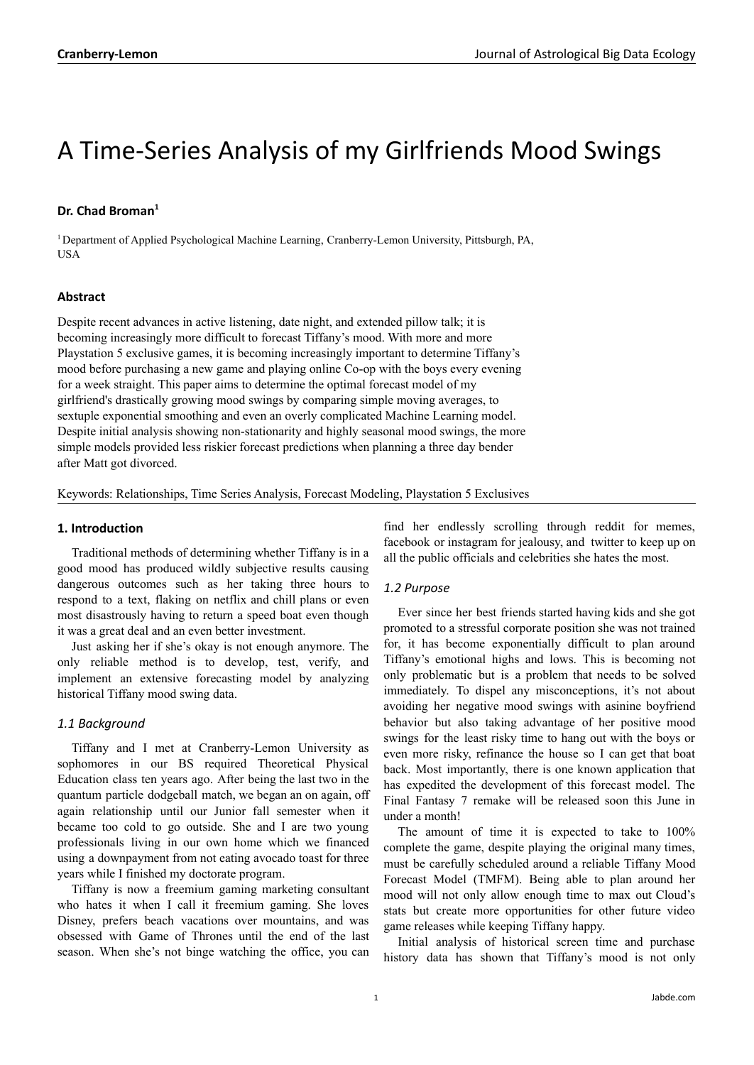# A Time-Series Analysis of my Girlfriends Mood Swings

**Dr. Chad Broman**[1]

[1] Department of Applied Psychological Machine Learning, Cranberry-Lemon University, Pittsburgh, PA, USA

## Abstract

Despite recent advances in active listening, date night, and extended pillow talk; it is becoming increasingly more difficult to forecast Tiffany's mood. With more and more Playstation 5 exclusive games, it is becoming increasingly important to determine Tiffany's mood before purchasing a new game and playing online Co-op with the boys every evening for a week straight. This paper aims to determine the optimal forecast model of my girlfriend's drastically growing mood swings by comparing simple moving averages, to sextuple exponential smoothing and even an overly complicated Machine Learning model. Despite initial analysis showing non-stationarity and highly seasonal mood swings, the more simple models provided less riskier forecast predictions when planning a three day bender after Matt got divorced.

Keywords: Relationships, Time Series Analysis, Forecast Modeling, Playstation 5 Exclusives

## 1. Introduction

Traditional methods of determining whether Tiffany is in a good mood has produced wildly subjective results causing dangerous outcomes such as her taking three hours to respond to a text, flaking on netflix and chill plans or even most disastrously having to return a speed boat even though it was a great deal and an even better investment.

Just asking her if she's okay is not enough anymore. The only reliable method is to develop, test, verify, and implement an extensive forecasting model by analyzing historical Tiffany mood swing data.

### *1.1 Background*

Tiffany and I met at Cranberry-Lemon University as sophomores in our BS required Theoretical Physical Education class ten years ago. After being the last two in the quantum particle dodgeball match, we began an on again, off again relationship until our Junior fall semester when it became too cold to go outside. She and I are two young professionals living in our own home which we financed using a downpayment from not eating avocado toast for three years while I finished my doctorate program.

Tiffany is now a freemium gaming marketing consultant who hates it when I call it freemium gaming. She loves Disney, prefers beach vacations over mountains, and was obsessed with Game of Thrones until the end of the last season. When she's not binge watching the office, you can find her endlessly scrolling through reddit for memes, facebook or instagram for jealousy, and twitter to keep up on all the public officials and celebrities she hates the most.

### *1.2 Purpose*

Ever since her best friends started having kids and she got promoted to a stressful corporate position she was not trained for, it has become exponentially difficult to plan around Tiffany's emotional highs and lows. This is becoming not only problematic but is a problem that needs to be solved immediately. To dispel any misconceptions, it's not about avoiding her negative mood swings with asinine boyfriend behavior but also taking advantage of her positive mood swings for the least risky time to hang out with the boys or even more risky, refinance the house so I can get that boat back. Most importantly, there is one known application that has expedited the development of this forecast model. The Final Fantasy 7 remake will be released soon this June in under a month!

The amount of time it is expected to take to 100% complete the game, despite playing the original many times, must be carefully scheduled around a reliable Tiffany Mood Forecast Model (TMFM). Being able to plan around her mood will not only allow enough time to max out Cloud's stats but create more opportunities for other future video game releases while keeping Tiffany happy.

Initial analysis of historical screen time and purchase history data has shown that Tiffany's mood is not only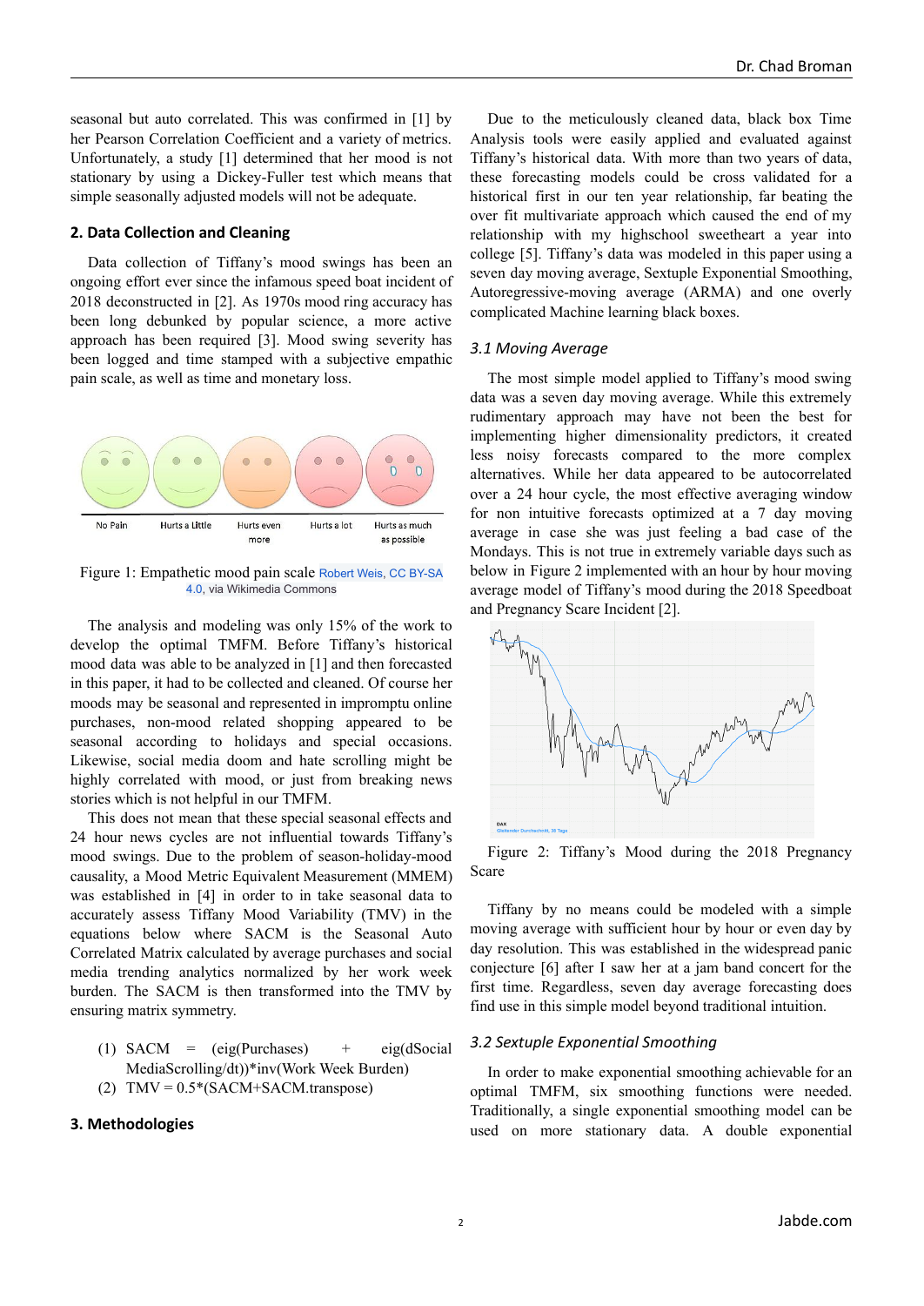seasonal but auto correlated. This was confirmed in [1] by her Pearson Correlation Coefficient and a variety of metrics. Unfortunately, a study [1] determined that her mood is not stationary by using a Dickey-Fuller test which means that simple seasonally adjusted models will not be adequate.

## 2. Data Collection and Cleaning

Data collection of Tiffany's mood swings has been an ongoing effort ever since the infamous speed boat incident of 2018 deconstructed in [2]. As 1970s mood ring accuracy has been long debunked by popular science, a more active approach has been required [3]. Mood swing severity has been logged and time stamped with a subjective empathic pain scale, as well as time and monetary loss.

Figure 1: Empathetic mood pain scale Robert Weis, CC BY-SA 4.0, via Wikimedia Commons

The analysis and modeling was only 15% of the work to develop the optimal TMFM. Before Tiffany's historical mood data was able to be analyzed in [1] and then forecasted in this paper, it had to be collected and cleaned. Of course her moods may be seasonal and represented in impromptu online purchases, non-mood related shopping appeared to be seasonal according to holidays and special occasions. Likewise, social media doom and hate scrolling might be highly correlated with mood, or just from breaking news stories which is not helpful in our TMFM.

This does not mean that these special seasonal effects and 24 hour news cycles are not influential towards Tiffany's mood swings. Due to the problem of season-holiday-mood causality, a Mood Metric Equivalent Measurement (MMEM) was established in [4] in order to in take seasonal data to accurately assess Tiffany Mood Variability (TMV) in the equations below where SACM is the Seasonal Auto Correlated Matrix calculated by average purchases and social media trending analytics normalized by her work week burden. The SACM is then transformed into the TMV by ensuring matrix symmetry.

(1) SACM = (eig(Purchases) + eig(dSocial MediaScrolling/dt))*inv(Work Week Burden)
(2) TMV = 0.5*(SACM+SACM.transpose)

## 3. Methodologies

Due to the meticulously cleaned data, black box Time Analysis tools were easily applied and evaluated against Tiffany's historical data. With more than two years of data, these forecasting models could be cross validated for a historical first in our ten year relationship, far beating the over fit multivariate approach which caused the end of my relationship with my highschool sweetheart a year into college [5]. Tiffany's data was modeled in this paper using a seven day moving average, Sextuple Exponential Smoothing, Autoregressive-moving average (ARMA) and one overly complicated Machine learning black boxes.

### *3.1 Moving Average*

The most simple model applied to Tiffany's mood swing data was a seven day moving average. While this extremely rudimentary approach may have not been the best for implementing higher dimensionality predictors, it created less noisy forecasts compared to the more complex alternatives. While her data appeared to be autocorrelated over a 24 hour cycle, the most effective averaging window for non intuitive forecasts optimized at a 7 day moving average in case she was just feeling a bad case of the Mondays. This is not true in extremely variable days such as below in Figure 2 implemented with an hour by hour moving average model of Tiffany's mood during the 2018 Speedboat and Pregnancy Scare Incident [2].

Figure 2: Tiffany's Mood during the 2018 Pregnancy Scare

Tiffany by no means could be modeled with a simple moving average with sufficient hour by hour or even day by day resolution. This was established in the widespread panic conjecture [6] after I saw her at a jam band concert for the first time. Regardless, seven day average forecasting does find use in this simple model beyond traditional intuition.

### *3.2 Sextuple Exponential Smoothing*

In order to make exponential smoothing achievable for an optimal TMFM, six smoothing functions were needed. Traditionally, a single exponential smoothing model can be used on more stationary data. A double exponential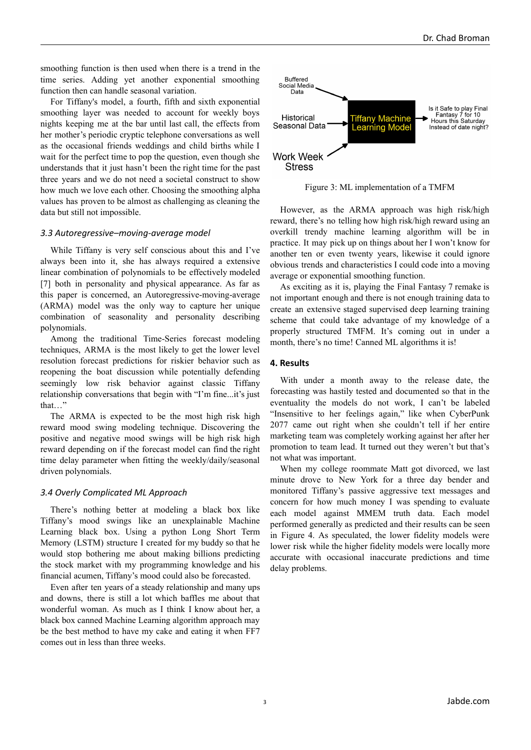smoothing function is then used when there is a trend in the time series. Adding yet another exponential smoothing function then can handle seasonal variation.

For Tiffany's model, a fourth, fifth and sixth exponential smoothing layer was needed to account for weekly boys nights keeping me at the bar until last call, the effects from her mother's periodic cryptic telephone conversations as well as the occasional friends weddings and child births while I wait for the perfect time to pop the question, even though she understands that it just hasn't been the right time for the past three years and we do not need a societal construct to show how much we love each other. Choosing the smoothing alpha values has proven to be almost as challenging as cleaning the data but still not impossible.

### *3.3 Autoregressive–moving-average model*

While Tiffany is very self conscious about this and I've always been into it, she has always required a extensive linear combination of polynomials to be effectively modeled [7] both in personality and physical appearance. As far as this paper is concerned, an Autoregressive-moving-average (ARMA) model was the only way to capture her unique combination of seasonality and personality describing polynomials.

Among the traditional Time-Series forecast modeling techniques, ARMA is the most likely to get the lower level resolution forecast predictions for riskier behavior such as reopening the boat discussion while potentially defending seemingly low risk behavior against classic Tiffany relationship conversations that begin with "I'm fine...it's just that…"

The ARMA is expected to be the most high risk high reward mood swing modeling technique. Discovering the positive and negative mood swings will be high risk high reward depending on if the forecast model can find the right time delay parameter when fitting the weekly/daily/seasonal driven polynomials.

### *3.4 Overly Complicated ML Approach*

There's nothing better at modeling a black box like Tiffany's mood swings like an unexplainable Machine Learning black box. Using a python Long Short Term Memory (LSTM) structure I created for my buddy so that he would stop bothering me about making billions predicting the stock market with my programming knowledge and his financial acumen, Tiffany's mood could also be forecasted.

Even after ten years of a steady relationship and many ups and downs, there is still a lot which baffles me about that wonderful woman. As much as I think I know about her, a black box canned Machine Learning algorithm approach may be the best method to have my cake and eating it when FF7 comes out in less than three weeks.

Buffered Social Media Data → Tiffany Machine Learning Model
Historical Seasonal Data → Tiffany Machine Learning Model
Work Week Stress → Tiffany Machine Learning Model
Tiffany Machine Learning Model → Is it Safe to play Final Fantasy 7 for 10 Hours this Saturday Instead of date night?

Figure 3: ML implementation of a TMFM

However, as the ARMA approach was high risk/high reward, there's no telling how high risk/high reward using an overkill trendy machine learning algorithm will be in practice. It may pick up on things about her I won't know for another ten or even twenty years, likewise it could ignore obvious trends and characteristics I could code into a moving average or exponential smoothing function.

As exciting as it is, playing the Final Fantasy 7 remake is not important enough and there is not enough training data to create an extensive staged supervised deep learning training scheme that could take advantage of my knowledge of a properly structured TMFM. It's coming out in under a month, there's no time! Canned ML algorithms it is!

## 4. Results

With under a month away to the release date, the forecasting was hastily tested and documented so that in the eventuality the models do not work, I can't be labeled "Insensitive to her feelings again," like when CyberPunk 2077 came out right when she couldn't tell if her entire marketing team was completely working against her after her promotion to team lead. It turned out they weren't but that's not what was important.

When my college roommate Matt got divorced, we last minute drove to New York for a three day bender and monitored Tiffany's passive aggressive text messages and concern for how much money I was spending to evaluate each model against MMEM truth data. Each model performed generally as predicted and their results can be seen in Figure 4. As speculated, the lower fidelity models were lower risk while the higher fidelity models were locally more accurate with occasional inaccurate predictions and time delay problems.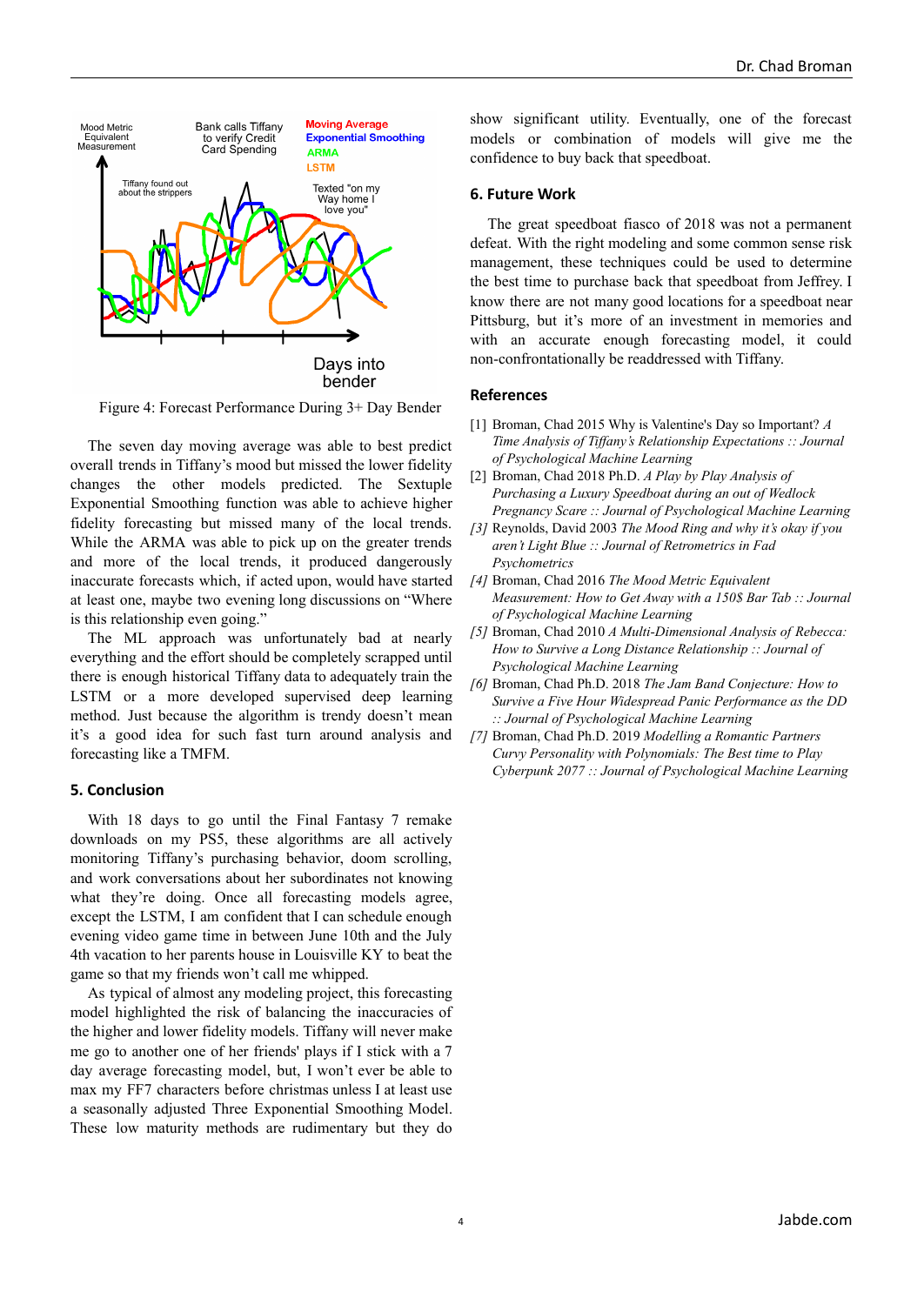Mood Metric Equivalent Measurement

Bank calls Tiffany to verify Credit Card Spending

Moving Average
Exponential Smoothing
ARMA
LSTM

Tiffany found out about the strippers

Texted "on my Way home I love you"

Days into bender

Figure 4: Forecast Performance During 3+ Day Bender

The seven day moving average was able to best predict overall trends in Tiffany's mood but missed the lower fidelity changes the other models predicted. The Sextuple Exponential Smoothing function was able to achieve higher fidelity forecasting but missed many of the local trends. While the ARMA was able to pick up on the greater trends and more of the local trends, it produced dangerously inaccurate forecasts which, if acted upon, would have started at least one, maybe two evening long discussions on "Where is this relationship even going."

The ML approach was unfortunately bad at nearly everything and the effort should be completely scrapped until there is enough historical Tiffany data to adequately train the LSTM or a more developed supervised deep learning method. Just because the algorithm is trendy doesn't mean it's a good idea for such fast turn around analysis and forecasting like a TMFM.

## 5. Conclusion

With 18 days to go until the Final Fantasy 7 remake downloads on my PS5, these algorithms are all actively monitoring Tiffany's purchasing behavior, doom scrolling, and work conversations about her subordinates not knowing what they're doing. Once all forecasting models agree, except the LSTM, I am confident that I can schedule enough evening video game time in between June 10th and the July 4th vacation to her parents house in Louisville KY to beat the game so that my friends won't call me whipped.

As typical of almost any modeling project, this forecasting model highlighted the risk of balancing the inaccuracies of the higher and lower fidelity models. Tiffany will never make me go to another one of her friends' plays if I stick with a 7 day average forecasting model, but, I won't ever be able to max my FF7 characters before christmas unless I at least use a seasonally adjusted Three Exponential Smoothing Model. These low maturity methods are rudimentary but they do show significant utility. Eventually, one of the forecast models or combination of models will give me the confidence to buy back that speedboat.

## 6. Future Work

The great speedboat fiasco of 2018 was not a permanent defeat. With the right modeling and some common sense risk management, these techniques could be used to determine the best time to purchase back that speedboat from Jeffrey. I know there are not many good locations for a speedboat near Pittsburg, but it's more of an investment in memories and with an accurate enough forecasting model, it could non-confrontationally be readdressed with Tiffany.

## References

[1] Broman, Chad 2015 Why is Valentine's Day so Important? *A Time Analysis of Tiffany's Relationship Expectations :: Journal of Psychological Machine Learning*

[2] Broman, Chad 2018 Ph.D. *A Play by Play Analysis of Purchasing a Luxury Speedboat during an out of Wedlock Pregnancy Scare :: Journal of Psychological Machine Learning*

[3] Reynolds, David 2003 *The Mood Ring and why it's okay if you aren't Light Blue :: Journal of Retrometrics in Fad Psychometrics*

[4] Broman, Chad 2016 *The Mood Metric Equivalent Measurement: How to Get Away with a 150$ Bar Tab :: Journal of Psychological Machine Learning*

[5] Broman, Chad 2010 *A Multi-Dimensional Analysis of Rebecca: How to Survive a Long Distance Relationship :: Journal of Psychological Machine Learning*

[6] Broman, Chad Ph.D. 2018 *The Jam Band Conjecture: How to Survive a Five Hour Widespread Panic Performance as the DD :: Journal of Psychological Machine Learning*

[7] Broman, Chad Ph.D. 2019 *Modelling a Romantic Partners Curvy Personality with Polynomials: The Best time to Play Cyberpunk 2077 :: Journal of Psychological Machine Learning*